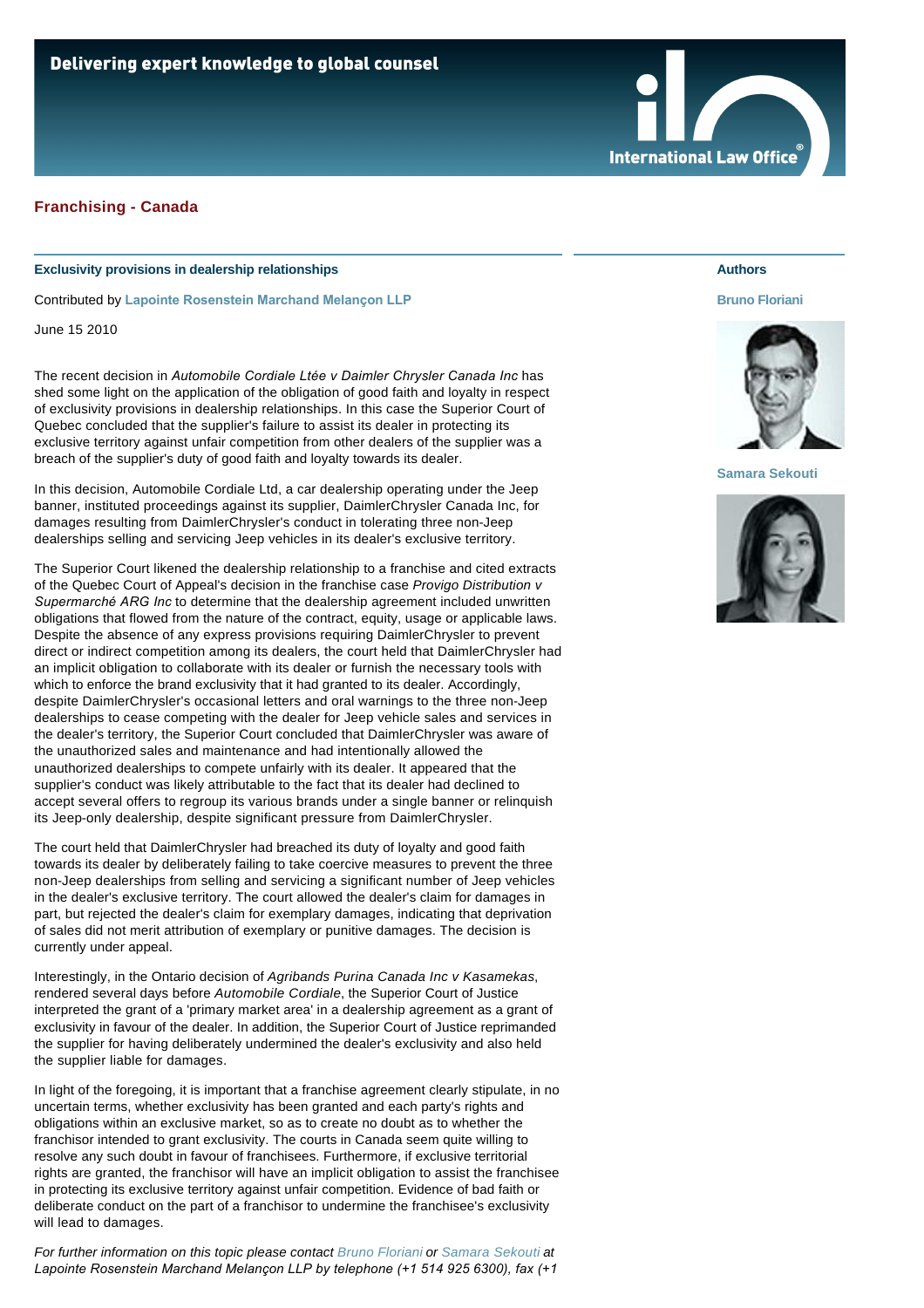Delivering expert knowledge to global counsel

International Law Office

## Franchising - Canada

### Exclusivity provisions in dealership relationships

Contributed by **Lapointe Rosenstein Marchand Melançon LLP**

June 15 2010

**Authors**

**Bruno Floriani**

**Samara Sekouti**

The recent decision in *Automobile Cordiale Ltée v Daimler Chrysler Canada Inc* has shed some light on the application of the obligation of good faith and loyalty in respect of exclusivity provisions in dealership relationships. In this case the Superior Court of Quebec concluded that the supplier's failure to assist its dealer in protecting its exclusive territory against unfair competition from other dealers of the supplier was a breach of the supplier's duty of good faith and loyalty towards its dealer.

In this decision, Automobile Cordiale Ltd, a car dealership operating under the Jeep banner, instituted proceedings against its supplier, DaimlerChrysler Canada Inc, for damages resulting from DaimlerChrysler's conduct in tolerating three non-Jeep dealerships selling and servicing Jeep vehicles in its dealer's exclusive territory.

The Superior Court likened the dealership relationship to a franchise and cited extracts of the Quebec Court of Appeal's decision in the franchise case *Provigo Distribution v Supermarché ARG Inc* to determine that the dealership agreement included unwritten obligations that flowed from the nature of the contract, equity, usage or applicable laws. Despite the absence of any express provisions requiring DaimlerChrysler to prevent direct or indirect competition among its dealers, the court held that DaimlerChrysler had an implicit obligation to collaborate with its dealer or furnish the necessary tools with which to enforce the brand exclusivity that it had granted to its dealer. Accordingly, despite DaimlerChrysler's occasional letters and oral warnings to the three non-Jeep dealerships to cease competing with the dealer for Jeep vehicle sales and services in the dealer's territory, the Superior Court concluded that DaimlerChrysler was aware of the unauthorized sales and maintenance and had intentionally allowed the unauthorized dealerships to compete unfairly with its dealer. It appeared that the supplier's conduct was likely attributable to the fact that its dealer had declined to accept several offers to regroup its various brands under a single banner or relinquish its Jeep-only dealership, despite significant pressure from DaimlerChrysler.

The court held that DaimlerChrysler had breached its duty of loyalty and good faith towards its dealer by deliberately failing to take coercive measures to prevent the three non-Jeep dealerships from selling and servicing a significant number of Jeep vehicles in the dealer's exclusive territory. The court allowed the dealer's claim for damages in part, but rejected the dealer's claim for exemplary damages, indicating that deprivation of sales did not merit attribution of exemplary or punitive damages. The decision is currently under appeal.

Interestingly, in the Ontario decision of *Agribands Purina Canada Inc v Kasamekas*, rendered several days before *Automobile Cordiale*, the Superior Court of Justice interpreted the grant of a 'primary market area' in a dealership agreement as a grant of exclusivity in favour of the dealer. In addition, the Superior Court of Justice reprimanded the supplier for having deliberately undermined the dealer's exclusivity and also held the supplier liable for damages.

In light of the foregoing, it is important that a franchise agreement clearly stipulate, in no uncertain terms, whether exclusivity has been granted and each party's rights and obligations within an exclusive market, so as to create no doubt as to whether the franchisor intended to grant exclusivity. The courts in Canada seem quite willing to resolve any such doubt in favour of franchisees. Furthermore, if exclusive territorial rights are granted, the franchisor will have an implicit obligation to assist the franchisee in protecting its exclusive territory against unfair competition. Evidence of bad faith or deliberate conduct on the part of a franchisor to undermine the franchisee's exclusivity will lead to damages.

*For further information on this topic please contact Bruno Floriani or Samara Sekouti at Lapointe Rosenstein Marchand Melançon LLP by telephone (+1 514 925 6300), fax (+1*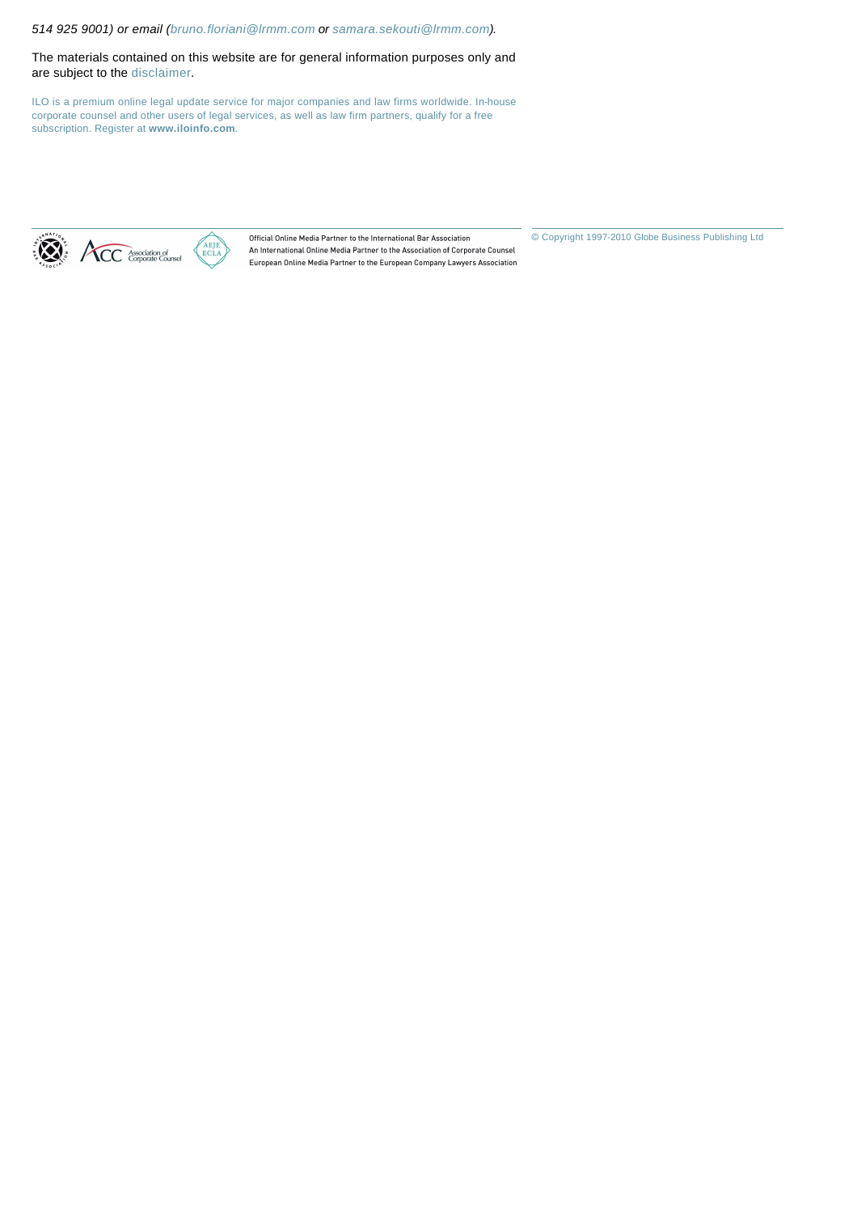*514 925 9001) or email (bruno.floriani@lrmm.com or samara.sekouti@lrmm.com).*

The materials contained on this website are for general information purposes only and are subject to the disclaimer.

ILO is a premium online legal update service for major companies and law firms worldwide. In-house corporate counsel and other users of legal services, as well as law firm partners, qualify for a free subscription. Register at **www.iloinfo.com**.

Official Online Media Partner to the International Bar Association
An International Online Media Partner to the Association of Corporate Counsel
European Online Media Partner to the European Company Lawyers Association

© Copyright 1997-2010 Globe Business Publishing Ltd